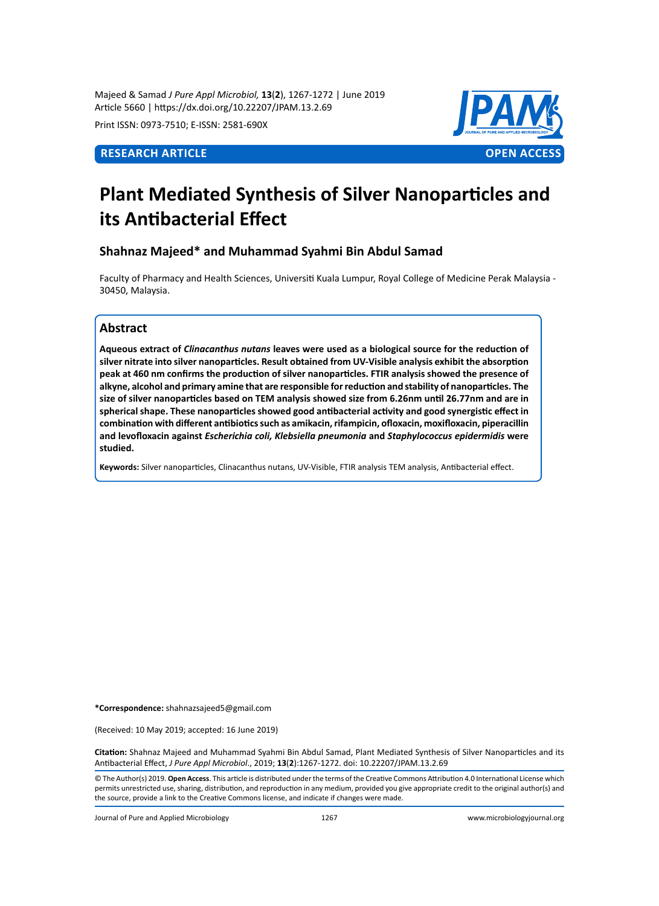Majeed & Samad *J Pure Appl Microbiol,* **13**(**2**), 1267-1272 | June 2019
Article 5660 | https://dx.doi.org/10.22207/JPAM.13.2.69

Print ISSN: 0973-7510; E-ISSN: 2581-690X

**RESEARCH ARTICLE** **OPEN ACCESS**

# Plant Mediated Synthesis of Silver Nanoparticles and its Antibacterial Effect

### Shahnaz Majeed* and Muhammad Syahmi Bin Abdul Samad

Faculty of Pharmacy and Health Sciences, Universiti Kuala Lumpur, Royal College of Medicine Perak Malaysia - 30450, Malaysia.

## Abstract

**Aqueous extract of *Clinacanthus nutans* leaves were used as a biological source for the reduction of silver nitrate into silver nanoparticles. Result obtained from UV-Visible analysis exhibit the absorption peak at 460 nm confirms the production of silver nanoparticles. FTIR analysis showed the presence of alkyne, alcohol and primary amine that are responsible for reduction and stability of nanoparticles. The size of silver nanoparticles based on TEM analysis showed size from 6.26nm until 26.77nm and are in spherical shape. These nanoparticles showed good antibacterial activity and good synergistic effect in combination with different antibiotics such as amikacin, rifampicin, ofloxacin, moxifloxacin, piperacillin and levofloxacin against *Escherichia coli, Klebsiella pneumonia* and *Staphylococcus epidermidis* were studied.**

**Keywords:** Silver nanoparticles, Clinacanthus nutans, UV-Visible, FTIR analysis TEM analysis, Antibacterial effect.

**\*Correspondence:** shahnazsajeed5@gmail.com

(Received: 10 May 2019; accepted: 16 June 2019)

**Citation:** Shahnaz Majeed and Muhammad Syahmi Bin Abdul Samad, Plant Mediated Synthesis of Silver Nanoparticles and its Antibacterial Effect, *J Pure Appl Microbiol*., 2019; **13**(**2**):1267-1272. doi: 10.22207/JPAM.13.2.69

© The Author(s) 2019. **Open Access**. This article is distributed under the terms of the Creative Commons Attribution 4.0 International License which permits unrestricted use, sharing, distribution, and reproduction in any medium, provided you give appropriate credit to the original author(s) and the source, provide a link to the Creative Commons license, and indicate if changes were made.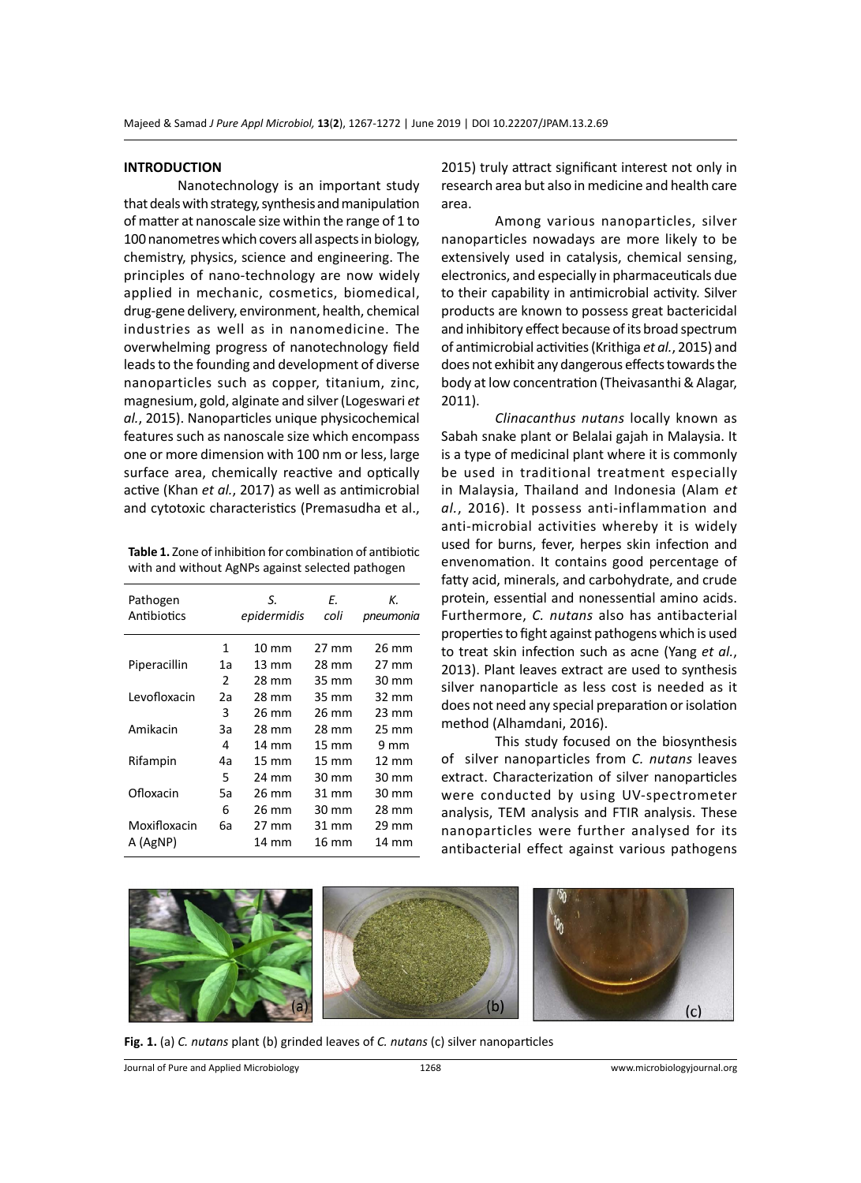## INTRODUCTION

Nanotechnology is an important study that deals with strategy, synthesis and manipulation of matter at nanoscale size within the range of 1 to 100 nanometres which covers all aspects in biology, chemistry, physics, science and engineering. The principles of nano-technology are now widely applied in mechanic, cosmetics, biomedical, drug-gene delivery, environment, health, chemical industries as well as in nanomedicine. The overwhelming progress of nanotechnology field leads to the founding and development of diverse nanoparticles such as copper, titanium, zinc, magnesium, gold, alginate and silver (Logeswari *et al.*, 2015). Nanoparticles unique physicochemical features such as nanoscale size which encompass one or more dimension with 100 nm or less, large surface area, chemically reactive and optically active (Khan *et al.*, 2017) as well as antimicrobial and cytotoxic characteristics (Premasudha et al., 2015) truly attract significant interest not only in research area but also in medicine and health care area.

Among various nanoparticles, silver nanoparticles nowadays are more likely to be extensively used in catalysis, chemical sensing, electronics, and especially in pharmaceuticals due to their capability in antimicrobial activity. Silver products are known to possess great bactericidal and inhibitory effect because of its broad spectrum of antimicrobial activities (Krithiga *et al.*, 2015) and does not exhibit any dangerous effects towards the body at low concentration (Theivasanthi & Alagar, 2011).

*Clinacanthus nutans* locally known as Sabah snake plant or Belalai gajah in Malaysia. It is a type of medicinal plant where it is commonly be used in traditional treatment especially in Malaysia, Thailand and Indonesia (Alam *et al.*, 2016). It possess anti-inflammation and anti-microbial activities whereby it is widely used for burns, fever, herpes skin infection and envenomation. It contains good percentage of fatty acid, minerals, and carbohydrate, and crude protein, essential and nonessential amino acids. Furthermore, *C. nutans* also has antibacterial properties to fight against pathogens which is used to treat skin infection such as acne (Yang *et al.*, 2013). Plant leaves extract are used to synthesis silver nanoparticle as less cost is needed as it does not need any special preparation or isolation method (Alhamdani, 2016).

This study focused on the biosynthesis of silver nanoparticles from *C. nutans* leaves extract. Characterization of silver nanoparticles were conducted by using UV-spectrometer analysis, TEM analysis and FTIR analysis. These nanoparticles were further analysed for its antibacterial effect against various pathogens

**Table 1.** Zone of inhibition for combination of antibiotic with and without AgNPs against selected pathogen

| Pathogen Antibiotics | | *S. epidermidis* | *E. coli* | *K. pneumonia* |
|---|---|---|---|---|
| | 1 | 10 mm | 27 mm | 26 mm |
| Piperacillin | 1a | 13 mm | 28 mm | 27 mm |
| | 2 | 28 mm | 35 mm | 30 mm |
| Levofloxacin | 2a | 28 mm | 35 mm | 32 mm |
| | 3 | 26 mm | 26 mm | 23 mm |
| Amikacin | 3a | 28 mm | 28 mm | 25 mm |
| | 4 | 14 mm | 15 mm | 9 mm |
| Rifampin | 4a | 15 mm | 15 mm | 12 mm |
| | 5 | 24 mm | 30 mm | 30 mm |
| Ofloxacin | 5a | 26 mm | 31 mm | 30 mm |
| | 6 | 26 mm | 30 mm | 28 mm |
| Moxifloxacin | 6a | 27 mm | 31 mm | 29 mm |
| A (AgNP) | | 14 mm | 16 mm | 14 mm |

**Fig. 1.** (a) *C. nutans* plant (b) grinded leaves of *C. nutans* (c) silver nanoparticles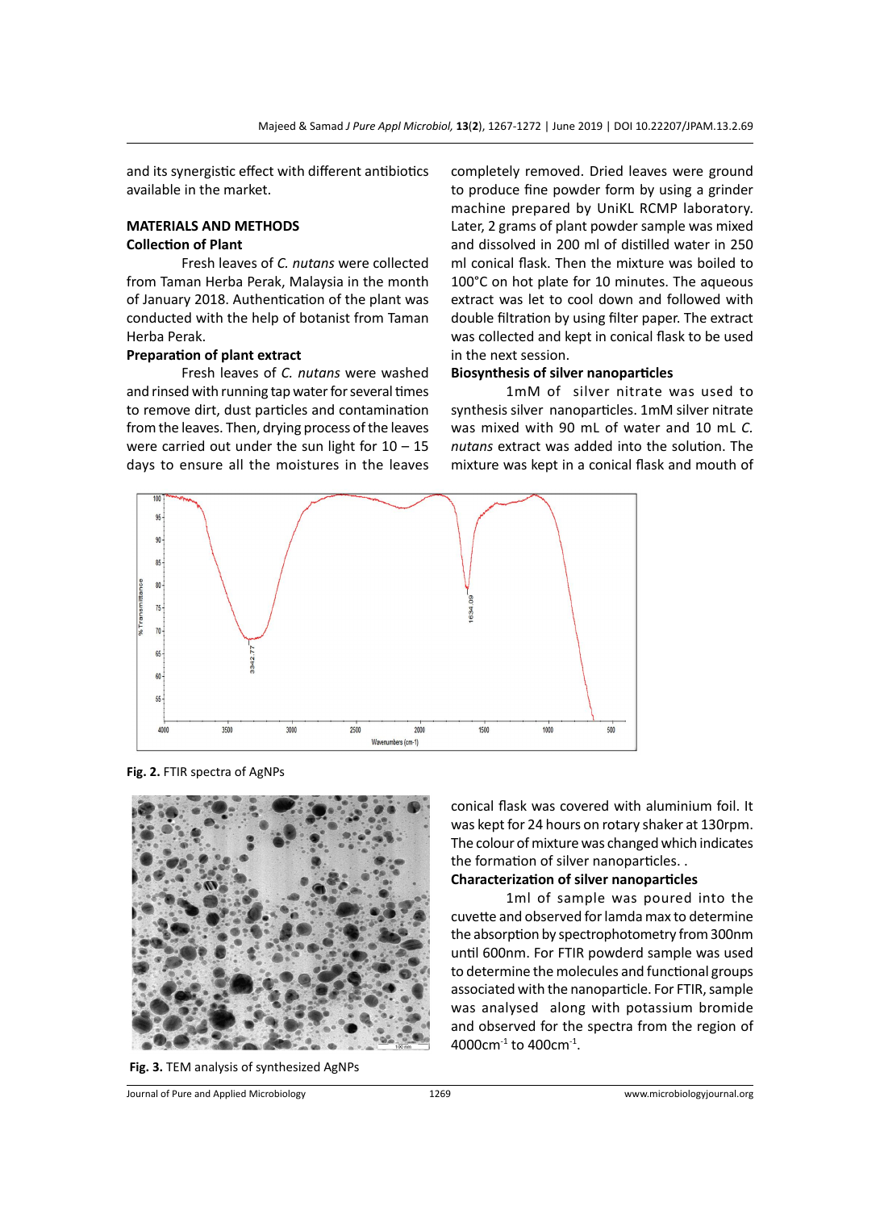and its synergistic effect with different antibiotics available in the market.

## MATERIALS AND METHODS

### Collection of Plant

Fresh leaves of *C. nutans* were collected from Taman Herba Perak, Malaysia in the month of January 2018. Authentication of the plant was conducted with the help of botanist from Taman Herba Perak.

### Preparation of plant extract

Fresh leaves of *C. nutans* were washed and rinsed with running tap water for several times to remove dirt, dust particles and contamination from the leaves. Then, drying process of the leaves were carried out under the sun light for 10 – 15 days to ensure all the moistures in the leaves completely removed. Dried leaves were ground to produce fine powder form by using a grinder machine prepared by UniKL RCMP laboratory. Later, 2 grams of plant powder sample was mixed and dissolved in 200 ml of distilled water in 250 ml conical flask. Then the mixture was boiled to 100°C on hot plate for 10 minutes. The aqueous extract was let to cool down and followed with double filtration by using filter paper. The extract was collected and kept in conical flask to be used in the next session.

### Biosynthesis of silver nanoparticles

1mM of silver nitrate was used to synthesis silver nanoparticles. 1mM silver nitrate was mixed with 90 mL of water and 10 mL *C. nutans* extract was added into the solution. The mixture was kept in a conical flask and mouth of conical flask was covered with aluminium foil. It was kept for 24 hours on rotary shaker at 130rpm. The colour of mixture was changed which indicates the formation of silver nanoparticles. .

**Fig. 2.** FTIR spectra of AgNPs

**Fig. 3.** TEM analysis of synthesized AgNPs

### Characterization of silver nanoparticles

1ml of sample was poured into the cuvette and observed for lamda max to determine the absorption by spectrophotometry from 300nm until 600nm. For FTIR powderd sample was used to determine the molecules and functional groups associated with the nanoparticle. For FTIR, sample was analysed along with potassium bromide and observed for the spectra from the region of 4000cm$^{-1}$ to 400cm$^{-1}$.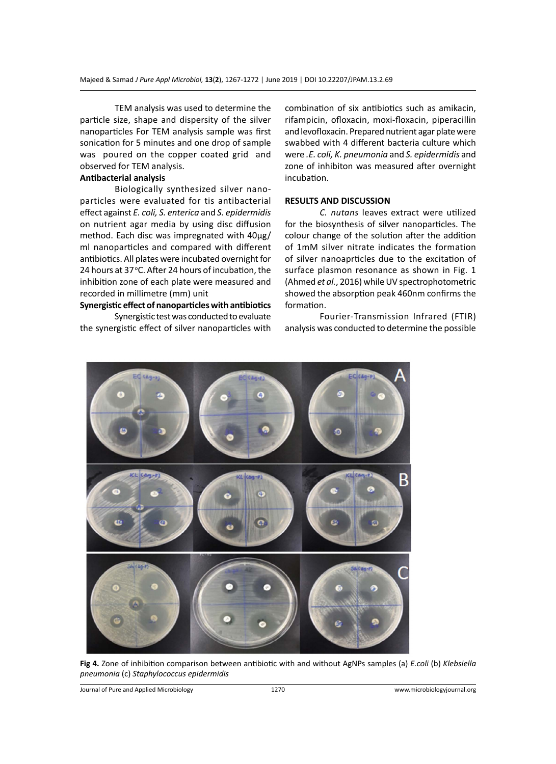TEM analysis was used to determine the particle size, shape and dispersity of the silver nanoparticles For TEM analysis sample was first sonication for 5 minutes and one drop of sample was poured on the copper coated grid and observed for TEM analysis.

**Antibacterial analysis**

Biologically synthesized silver nanoparticles were evaluated for tis antibacterial effect against *E. coli, S. enterica* and *S. epidermidis* on nutrient agar media by using disc diffusion method. Each disc was impregnated with 40µg/ml nanoparticles and compared with different antibiotics. All plates were incubated overnight for 24 hours at 37°C. After 24 hours of incubation, the inhibition zone of each plate were measured and recorded in millimetre (mm) unit

**Synergistic effect of nanoparticles with antibiotics**

Synergistic test was conducted to evaluate the synergistic effect of silver nanoparticles with combination of six antibiotics such as amikacin, rifampicin, ofloxacin, moxi-floxacin, piperacillin and levofloxacin. Prepared nutrient agar plate were swabbed with 4 different bacteria culture which were .*E. coli, K. pneumonia* and *S. epidermidis* and zone of inhibiton was measured after overnight incubation.

## RESULTS AND DISCUSSION

*C. nutans* leaves extract were utilized for the biosynthesis of silver nanoparticles. The colour change of the solution after the addition of 1mM silver nitrate indicates the formation of silver nanoaprticles due to the excitation of surface plasmon resonance as shown in Fig. 1 (Ahmed *et al.*, 2016) while UV spectrophotometric showed the absorption peak 460nm confirms the formation.

Fourier-Transmission Infrared (FTIR) analysis was conducted to determine the possible

**Fig 4.** Zone of inhibition comparison between antibiotic with and without AgNPs samples (a) *E.coli* (b) *Klebsiella pneumonia* (c) *Staphylococcus epidermidis*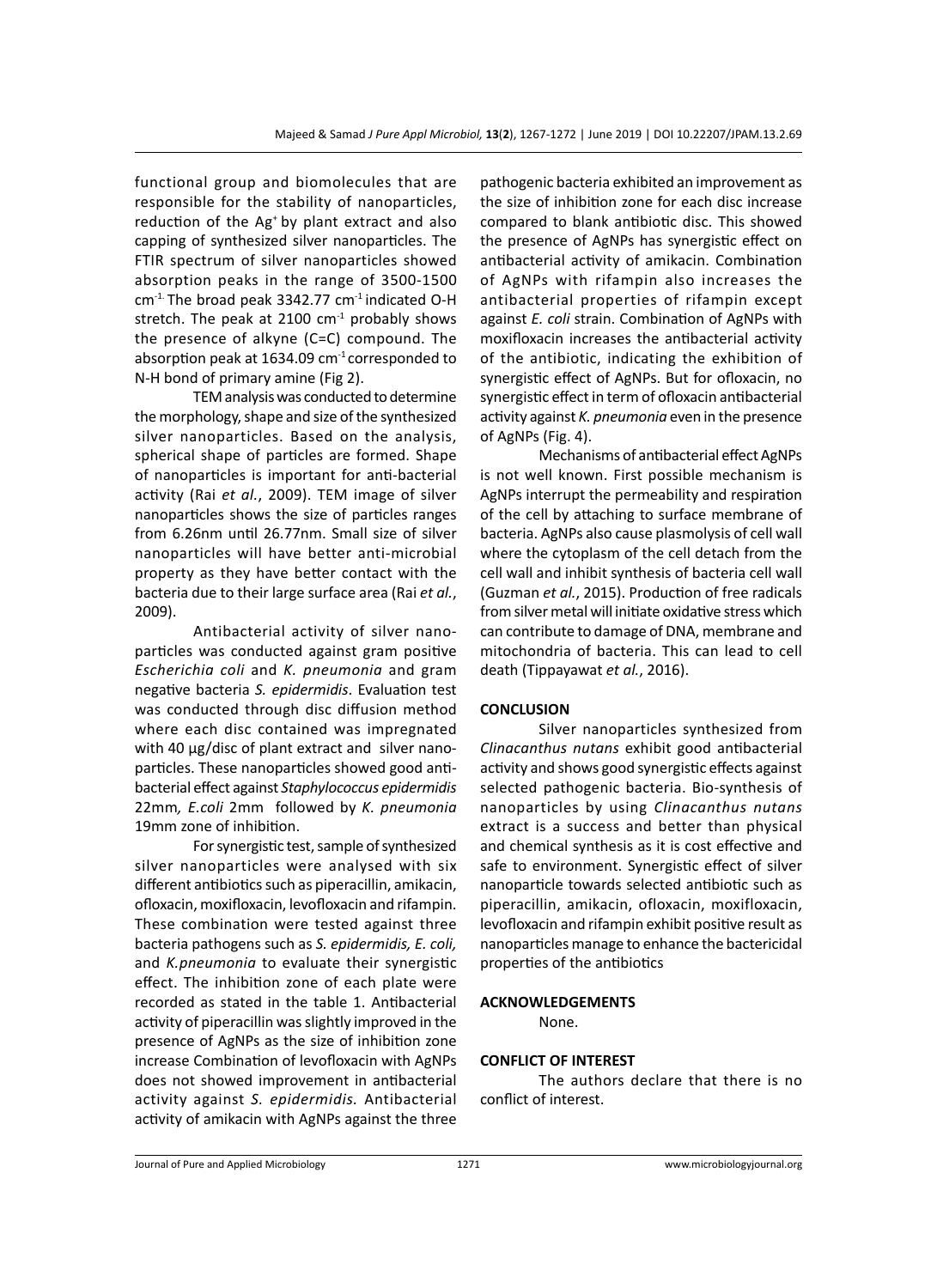functional group and biomolecules that are responsible for the stability of nanoparticles, reduction of the $Ag^+$ by plant extract and also capping of synthesized silver nanoparticles. The FTIR spectrum of silver nanoparticles showed absorption peaks in the range of 3500-1500 $cm^{-1.}$ The broad peak 3342.77 $cm^{-1}$ indicated O-H stretch. The peak at 2100 $cm^{-1}$ probably shows the presence of alkyne (C=C) compound. The absorption peak at 1634.09 $cm^{-1}$ corresponded to N-H bond of primary amine (Fig 2).

TEM analysis was conducted to determine the morphology, shape and size of the synthesized silver nanoparticles. Based on the analysis, spherical shape of particles are formed. Shape of nanoparticles is important for anti-bacterial activity (Rai *et al.*, 2009). TEM image of silver nanoparticles shows the size of particles ranges from 6.26nm until 26.77nm. Small size of silver nanoparticles will have better anti-microbial property as they have better contact with the bacteria due to their large surface area (Rai *et al.*, 2009).

Antibacterial activity of silver nanoparticles was conducted against gram positive *Escherichia coli* and *K. pneumonia* and gram negative bacteria *S. epidermidis*. Evaluation test was conducted through disc diffusion method where each disc contained was impregnated with 40 µg/disc of plant extract and silver nanoparticles. These nanoparticles showed good antibacterial effect against *Staphylococcus epidermidis* 22mm*, E.coli* 2mm followed by *K. pneumonia* 19mm zone of inhibition.

For synergistic test, sample of synthesized silver nanoparticles were analysed with six different antibiotics such as piperacillin, amikacin, ofloxacin, moxifloxacin, levofloxacin and rifampin. These combination were tested against three bacteria pathogens such as *S. epidermidis, E. coli,* and *K.pneumonia* to evaluate their synergistic effect. The inhibition zone of each plate were recorded as stated in the table 1. Antibacterial activity of piperacillin was slightly improved in the presence of AgNPs as the size of inhibition zone increase Combination of levofloxacin with AgNPs does not showed improvement in antibacterial activity against *S. epidermidis.* Antibacterial activity of amikacin with AgNPs against the three pathogenic bacteria exhibited an improvement as the size of inhibition zone for each disc increase compared to blank antibiotic disc. This showed the presence of AgNPs has synergistic effect on antibacterial activity of amikacin. Combination of AgNPs with rifampin also increases the antibacterial properties of rifampin except against *E. coli* strain. Combination of AgNPs with moxifloxacin increases the antibacterial activity of the antibiotic, indicating the exhibition of synergistic effect of AgNPs. But for ofloxacin, no synergistic effect in term of ofloxacin antibacterial activity against *K. pneumonia* even in the presence of AgNPs (Fig. 4).

Mechanisms of antibacterial effect AgNPs is not well known. First possible mechanism is AgNPs interrupt the permeability and respiration of the cell by attaching to surface membrane of bacteria. AgNPs also cause plasmolysis of cell wall where the cytoplasm of the cell detach from the cell wall and inhibit synthesis of bacteria cell wall (Guzman *et al.*, 2015). Production of free radicals from silver metal will initiate oxidative stress which can contribute to damage of DNA, membrane and mitochondria of bacteria. This can lead to cell death (Tippayawat *et al.*, 2016).

## CONCLUSION

Silver nanoparticles synthesized from *Clinacanthus nutans* exhibit good antibacterial activity and shows good synergistic effects against selected pathogenic bacteria. Bio-synthesis of nanoparticles by using *Clinacanthus nutans* extract is a success and better than physical and chemical synthesis as it is cost effective and safe to environment. Synergistic effect of silver nanoparticle towards selected antibiotic such as piperacillin, amikacin, ofloxacin, moxifloxacin, levofloxacin and rifampin exhibit positive result as nanoparticles manage to enhance the bactericidal properties of the antibiotics

## ACKNOWLEDGEMENTS

None.

## CONFLICT OF INTEREST

The authors declare that there is no conflict of interest.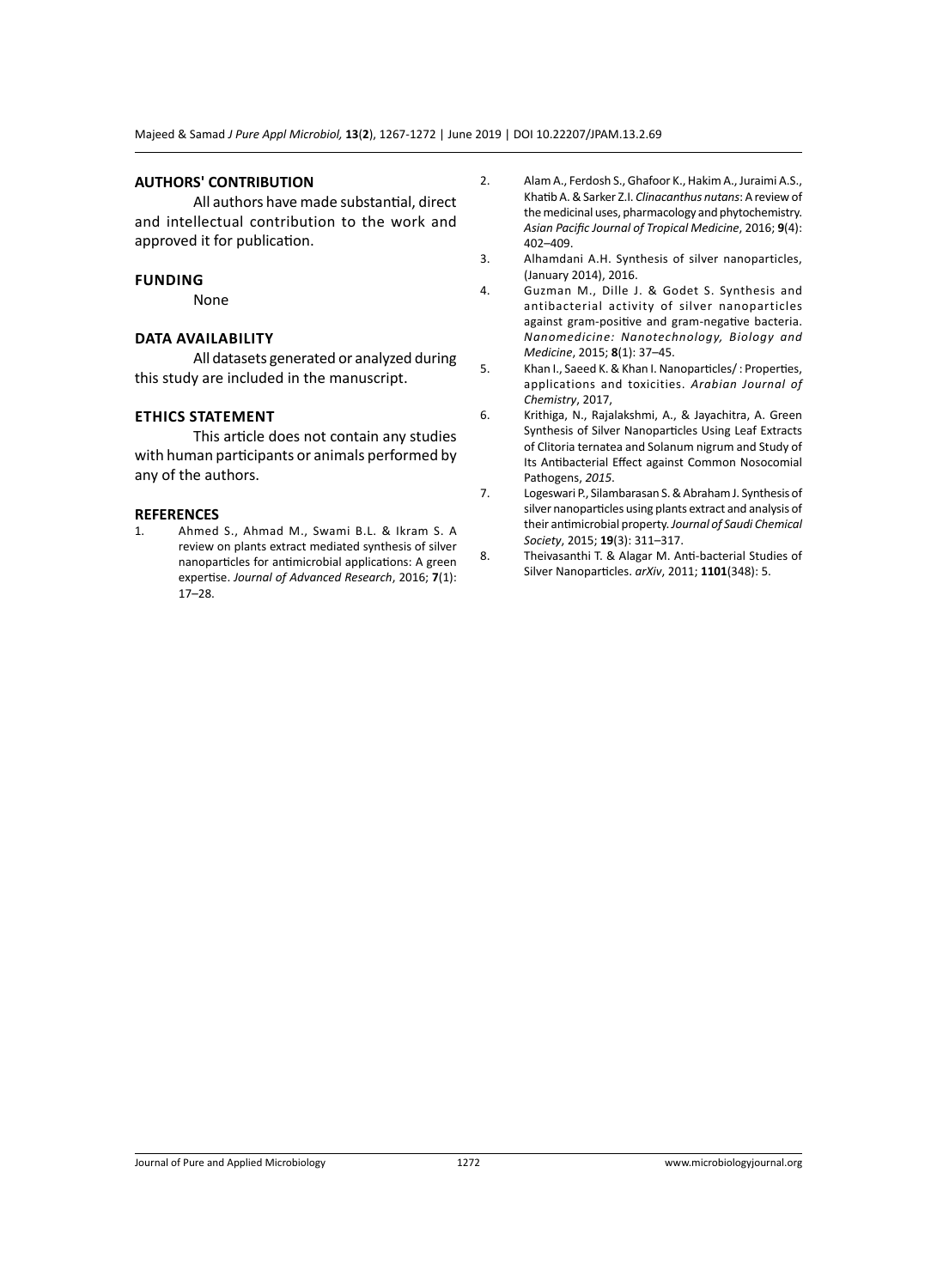## AUTHORS' CONTRIBUTION

All authors have made substantial, direct and intellectual contribution to the work and approved it for publication.

## FUNDING

None

## DATA AVAILABILITY

All datasets generated or analyzed during this study are included in the manuscript.

## ETHICS STATEMENT

This article does not contain any studies with human participants or animals performed by any of the authors.

## REFERENCES

1. Ahmed S., Ahmad M., Swami B.L. & Ikram S. A review on plants extract mediated synthesis of silver nanoparticles for antimicrobial applications: A green expertise. *Journal of Advanced Research*, 2016; **7**(1): 17–28.
2. Alam A., Ferdosh S., Ghafoor K., Hakim A., Juraimi A.S., Khatib A. & Sarker Z.I. *Clinacanthus nutans*: A review of the medicinal uses, pharmacology and phytochemistry. *Asian Pacific Journal of Tropical Medicine*, 2016; **9**(4): 402–409.
3. Alhamdani A.H. Synthesis of silver nanoparticles, (January 2014), 2016.
4. Guzman M., Dille J. & Godet S. Synthesis and antibacterial activity of silver nanoparticles against gram-positive and gram-negative bacteria. *Nanomedicine: Nanotechnology, Biology and Medicine*, 2015; **8**(1): 37–45.
5. Khan I., Saeed K. & Khan I. Nanoparticles/ : Properties, applications and toxicities. *Arabian Journal of Chemistry*, 2017,
6. Krithiga, N., Rajalakshmi, A., & Jayachitra, A. Green Synthesis of Silver Nanoparticles Using Leaf Extracts of Clitoria ternatea and Solanum nigrum and Study of Its Antibacterial Effect against Common Nosocomial Pathogens, *2015*.
7. Logeswari P., Silambarasan S. & Abraham J. Synthesis of silver nanoparticles using plants extract and analysis of their antimicrobial property. *Journal of Saudi Chemical Society*, 2015; **19**(3): 311–317.
8. Theivasanthi T. & Alagar M. Anti-bacterial Studies of Silver Nanoparticles. *arXiv*, 2011; **1101**(348): 5.